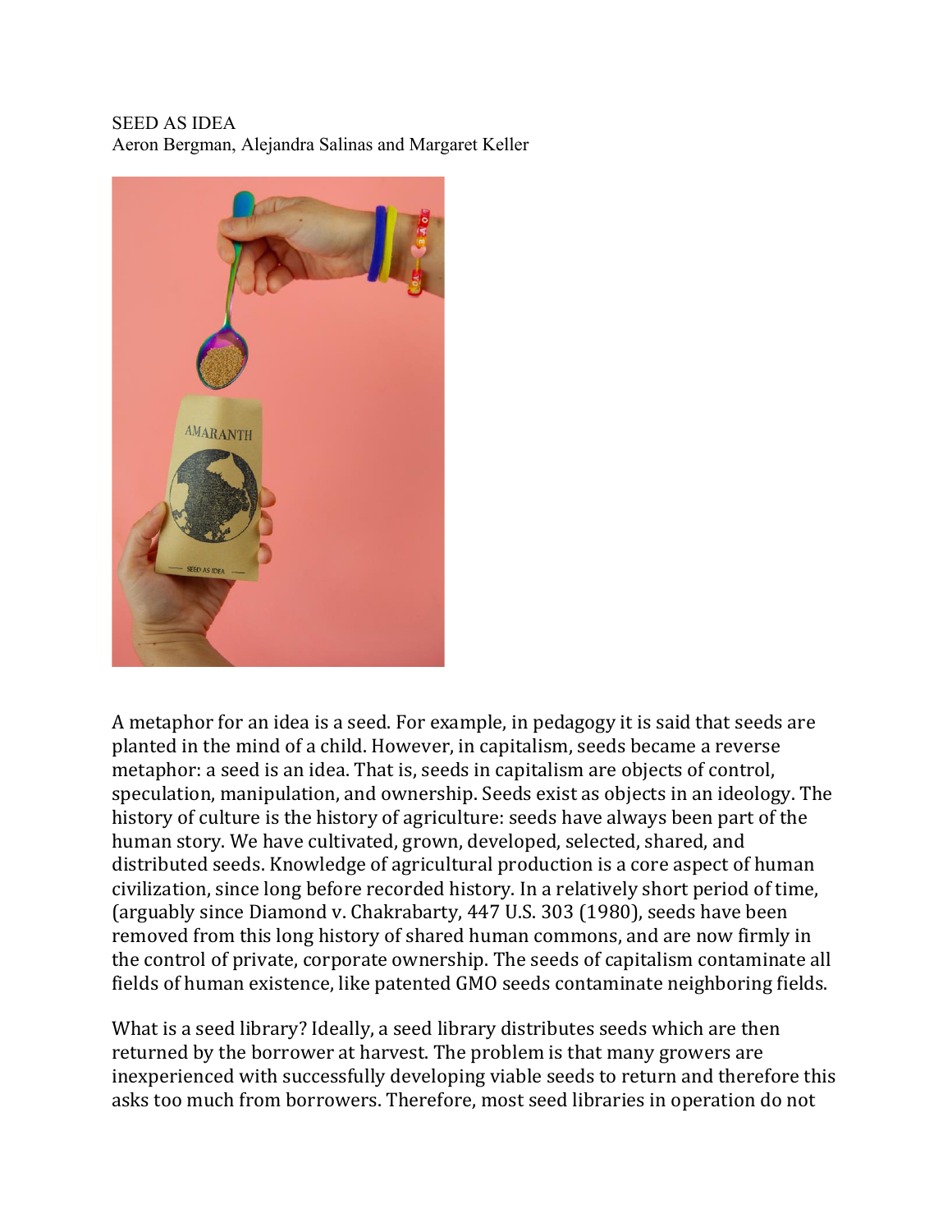SEED AS IDEA

Aeron Bergman, Alejandra Salinas and Margaret Keller

A metaphor for an idea is a seed. For example, in pedagogy it is said that seeds are planted in the mind of a child. However, in capitalism, seeds became a reverse metaphor: a seed is an idea. That is, seeds in capitalism are objects of control, speculation, manipulation, and ownership. Seeds exist as objects in an ideology. The history of culture is the history of agriculture: seeds have always been part of the human story. We have cultivated, grown, developed, selected, shared, and distributed seeds. Knowledge of agricultural production is a core aspect of human civilization, since long before recorded history. In a relatively short period of time, (arguably since Diamond v. Chakrabarty, 447 U.S. 303 (1980), seeds have been removed from this long history of shared human commons, and are now firmly in the control of private, corporate ownership. The seeds of capitalism contaminate all fields of human existence, like patented GMO seeds contaminate neighboring fields.

What is a seed library? Ideally, a seed library distributes seeds which are then returned by the borrower at harvest. The problem is that many growers are inexperienced with successfully developing viable seeds to return and therefore this asks too much from borrowers. Therefore, most seed libraries in operation do not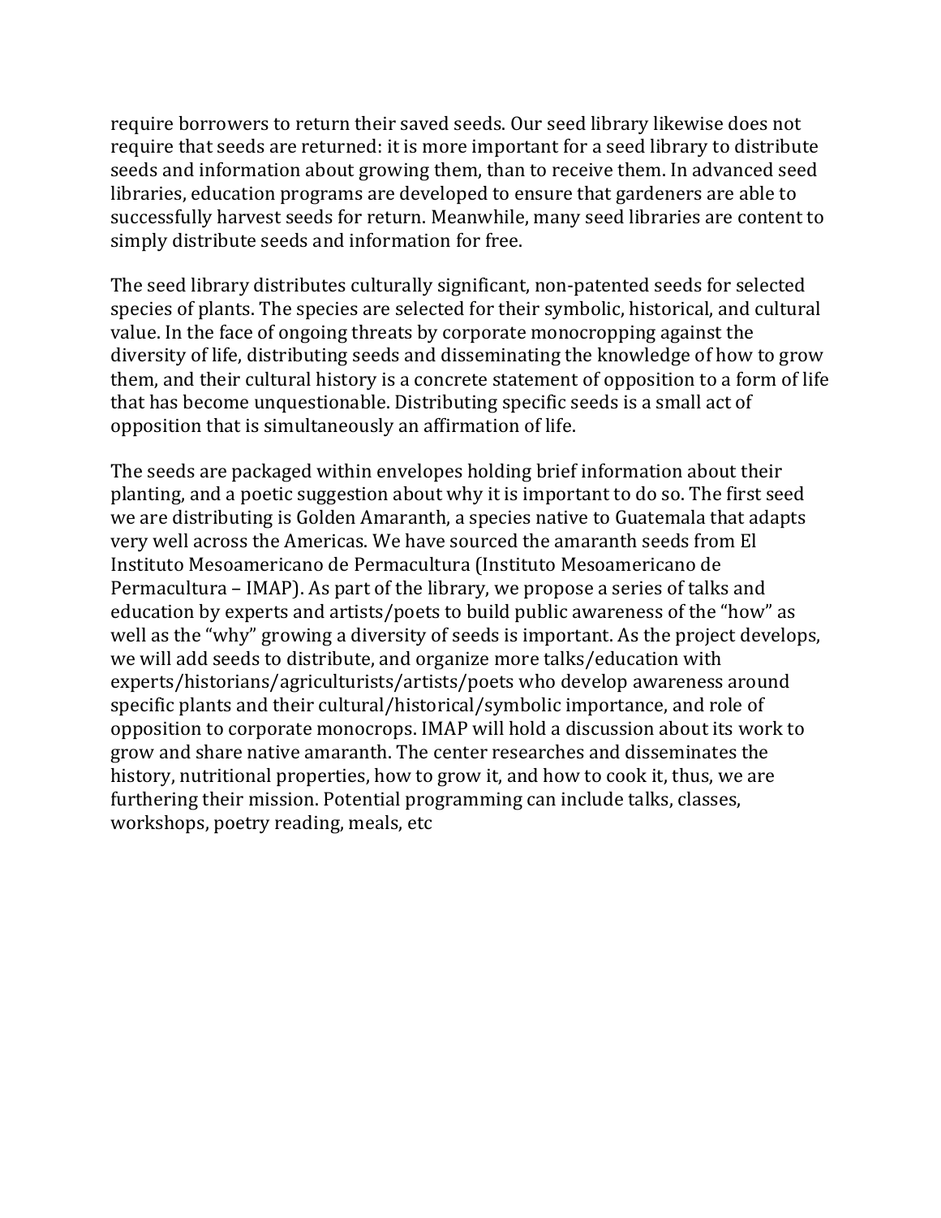require borrowers to return their saved seeds. Our seed library likewise does not require that seeds are returned: it is more important for a seed library to distribute seeds and information about growing them, than to receive them. In advanced seed libraries, education programs are developed to ensure that gardeners are able to successfully harvest seeds for return. Meanwhile, many seed libraries are content to simply distribute seeds and information for free.

The seed library distributes culturally significant, non-patented seeds for selected species of plants. The species are selected for their symbolic, historical, and cultural value. In the face of ongoing threats by corporate monocropping against the diversity of life, distributing seeds and disseminating the knowledge of how to grow them, and their cultural history is a concrete statement of opposition to a form of life that has become unquestionable. Distributing specific seeds is a small act of opposition that is simultaneously an affirmation of life.

The seeds are packaged within envelopes holding brief information about their planting, and a poetic suggestion about why it is important to do so. The first seed we are distributing is Golden Amaranth, a species native to Guatemala that adapts very well across the Americas. We have sourced the amaranth seeds from El Instituto Mesoamericano de Permacultura (Instituto Mesoamericano de Permacultura – IMAP). As part of the library, we propose a series of talks and education by experts and artists/poets to build public awareness of the "how" as well as the "why" growing a diversity of seeds is important. As the project develops, we will add seeds to distribute, and organize more talks/education with experts/historians/agriculturists/artists/poets who develop awareness around specific plants and their cultural/historical/symbolic importance, and role of opposition to corporate monocrops. IMAP will hold a discussion about its work to grow and share native amaranth. The center researches and disseminates the history, nutritional properties, how to grow it, and how to cook it, thus, we are furthering their mission. Potential programming can include talks, classes, workshops, poetry reading, meals, etc